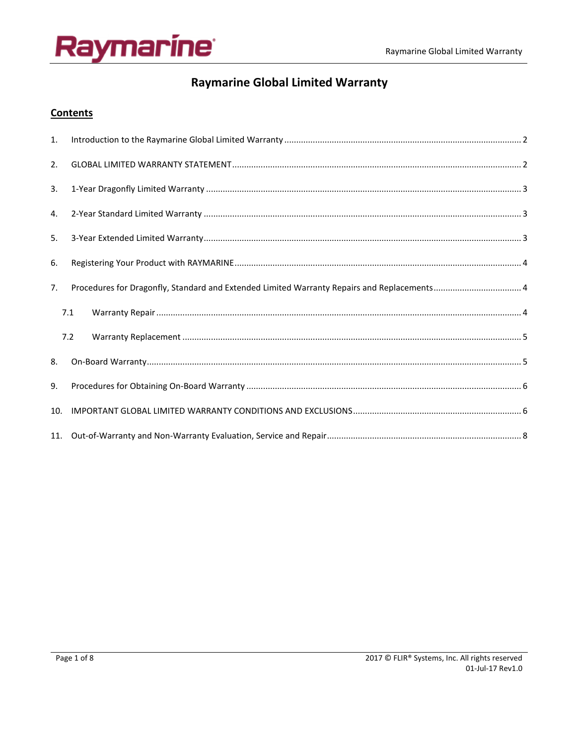# Raymarine Global Limited Warranty

## Contents

1. Introduction to the Raymarine Global Limited Warranty .......... 2
2. GLOBAL LIMITED WARRANTY STATEMENT .......... 2
3. 1-Year Dragonfly Limited Warranty .......... 3
4. 2-Year Standard Limited Warranty .......... 3
5. 3-Year Extended Limited Warranty .......... 3
6. Registering Your Product with RAYMARINE .......... 4
7. Procedures for Dragonfly, Standard and Extended Limited Warranty Repairs and Replacements .......... 4
   - 7.1 Warranty Repair .......... 4
   - 7.2 Warranty Replacement .......... 5
8. On-Board Warranty .......... 5
9. Procedures for Obtaining On-Board Warranty .......... 6
10. IMPORTANT GLOBAL LIMITED WARRANTY CONDITIONS AND EXCLUSIONS .......... 6
11. Out-of-Warranty and Non-Warranty Evaluation, Service and Repair .......... 8

2017 © FLIR® Systems, Inc. All rights reserved
01-Jul-17 Rev1.0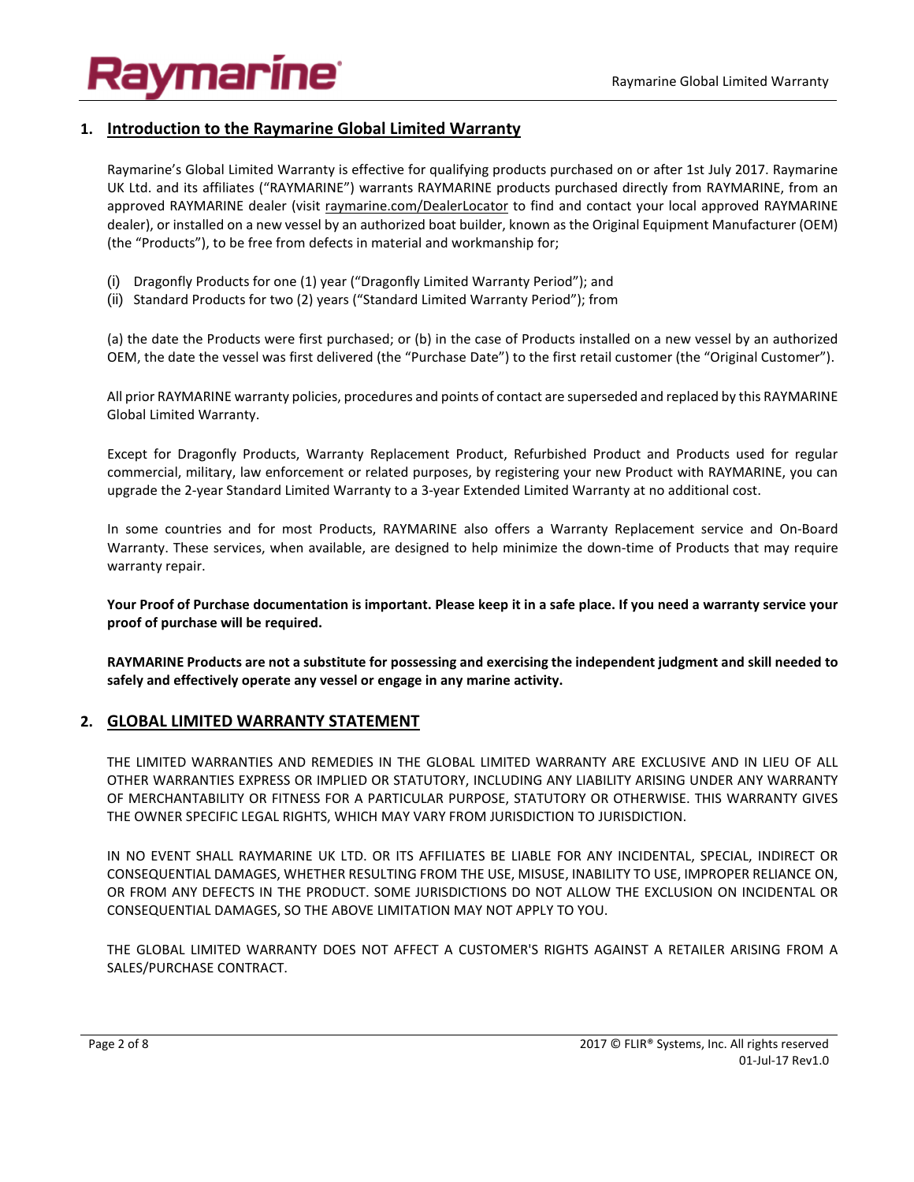## 1. Introduction to the Raymarine Global Limited Warranty

Raymarine's Global Limited Warranty is effective for qualifying products purchased on or after 1st July 2017. Raymarine UK Ltd. and its affiliates ("RAYMARINE") warrants RAYMARINE products purchased directly from RAYMARINE, from an approved RAYMARINE dealer (visit raymarine.com/DealerLocator to find and contact your local approved RAYMARINE dealer), or installed on a new vessel by an authorized boat builder, known as the Original Equipment Manufacturer (OEM) (the "Products"), to be free from defects in material and workmanship for;

(i) Dragonfly Products for one (1) year ("Dragonfly Limited Warranty Period"); and
(ii) Standard Products for two (2) years ("Standard Limited Warranty Period"); from

(a) the date the Products were first purchased; or (b) in the case of Products installed on a new vessel by an authorized OEM, the date the vessel was first delivered (the "Purchase Date") to the first retail customer (the "Original Customer").

All prior RAYMARINE warranty policies, procedures and points of contact are superseded and replaced by this RAYMARINE Global Limited Warranty.

Except for Dragonfly Products, Warranty Replacement Product, Refurbished Product and Products used for regular commercial, military, law enforcement or related purposes, by registering your new Product with RAYMARINE, you can upgrade the 2-year Standard Limited Warranty to a 3-year Extended Limited Warranty at no additional cost.

In some countries and for most Products, RAYMARINE also offers a Warranty Replacement service and On-Board Warranty. These services, when available, are designed to help minimize the down-time of Products that may require warranty repair.

**Your Proof of Purchase documentation is important. Please keep it in a safe place. If you need a warranty service your proof of purchase will be required.**

**RAYMARINE Products are not a substitute for possessing and exercising the independent judgment and skill needed to safely and effectively operate any vessel or engage in any marine activity.**

## 2. GLOBAL LIMITED WARRANTY STATEMENT

THE LIMITED WARRANTIES AND REMEDIES IN THE GLOBAL LIMITED WARRANTY ARE EXCLUSIVE AND IN LIEU OF ALL OTHER WARRANTIES EXPRESS OR IMPLIED OR STATUTORY, INCLUDING ANY LIABILITY ARISING UNDER ANY WARRANTY OF MERCHANTABILITY OR FITNESS FOR A PARTICULAR PURPOSE, STATUTORY OR OTHERWISE. THIS WARRANTY GIVES THE OWNER SPECIFIC LEGAL RIGHTS, WHICH MAY VARY FROM JURISDICTION TO JURISDICTION.

IN NO EVENT SHALL RAYMARINE UK LTD. OR ITS AFFILIATES BE LIABLE FOR ANY INCIDENTAL, SPECIAL, INDIRECT OR CONSEQUENTIAL DAMAGES, WHETHER RESULTING FROM THE USE, MISUSE, INABILITY TO USE, IMPROPER RELIANCE ON, OR FROM ANY DEFECTS IN THE PRODUCT. SOME JURISDICTIONS DO NOT ALLOW THE EXCLUSION ON INCIDENTAL OR CONSEQUENTIAL DAMAGES, SO THE ABOVE LIMITATION MAY NOT APPLY TO YOU.

THE GLOBAL LIMITED WARRANTY DOES NOT AFFECT A CUSTOMER'S RIGHTS AGAINST A RETAILER ARISING FROM A SALES/PURCHASE CONTRACT.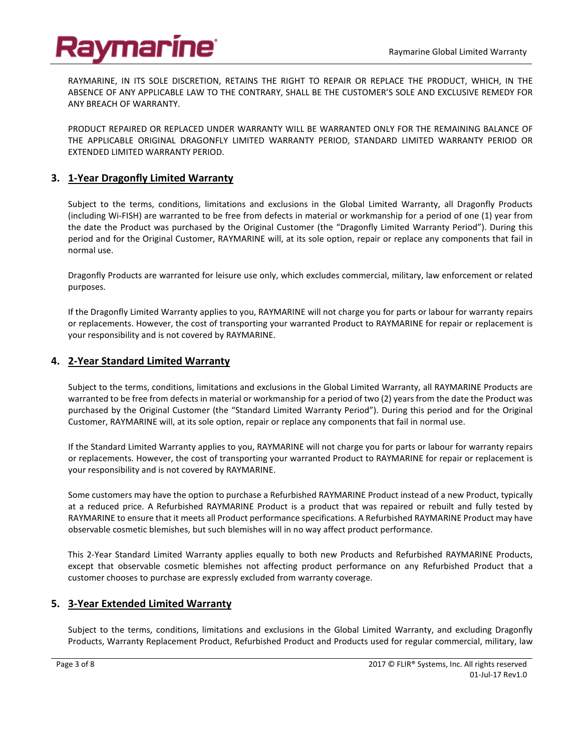RAYMARINE, IN ITS SOLE DISCRETION, RETAINS THE RIGHT TO REPAIR OR REPLACE THE PRODUCT, WHICH, IN THE ABSENCE OF ANY APPLICABLE LAW TO THE CONTRARY, SHALL BE THE CUSTOMER'S SOLE AND EXCLUSIVE REMEDY FOR ANY BREACH OF WARRANTY.

PRODUCT REPAIRED OR REPLACED UNDER WARRANTY WILL BE WARRANTED ONLY FOR THE REMAINING BALANCE OF THE APPLICABLE ORIGINAL DRAGONFLY LIMITED WARRANTY PERIOD, STANDARD LIMITED WARRANTY PERIOD OR EXTENDED LIMITED WARRANTY PERIOD.

## 3. 1-Year Dragonfly Limited Warranty

Subject to the terms, conditions, limitations and exclusions in the Global Limited Warranty, all Dragonfly Products (including Wi-FISH) are warranted to be free from defects in material or workmanship for a period of one (1) year from the date the Product was purchased by the Original Customer (the "Dragonfly Limited Warranty Period"). During this period and for the Original Customer, RAYMARINE will, at its sole option, repair or replace any components that fail in normal use.

Dragonfly Products are warranted for leisure use only, which excludes commercial, military, law enforcement or related purposes.

If the Dragonfly Limited Warranty applies to you, RAYMARINE will not charge you for parts or labour for warranty repairs or replacements. However, the cost of transporting your warranted Product to RAYMARINE for repair or replacement is your responsibility and is not covered by RAYMARINE.

## 4. 2-Year Standard Limited Warranty

Subject to the terms, conditions, limitations and exclusions in the Global Limited Warranty, all RAYMARINE Products are warranted to be free from defects in material or workmanship for a period of two (2) years from the date the Product was purchased by the Original Customer (the "Standard Limited Warranty Period"). During this period and for the Original Customer, RAYMARINE will, at its sole option, repair or replace any components that fail in normal use.

If the Standard Limited Warranty applies to you, RAYMARINE will not charge you for parts or labour for warranty repairs or replacements. However, the cost of transporting your warranted Product to RAYMARINE for repair or replacement is your responsibility and is not covered by RAYMARINE.

Some customers may have the option to purchase a Refurbished RAYMARINE Product instead of a new Product, typically at a reduced price. A Refurbished RAYMARINE Product is a product that was repaired or rebuilt and fully tested by RAYMARINE to ensure that it meets all Product performance specifications. A Refurbished RAYMARINE Product may have observable cosmetic blemishes, but such blemishes will in no way affect product performance.

This 2-Year Standard Limited Warranty applies equally to both new Products and Refurbished RAYMARINE Products, except that observable cosmetic blemishes not affecting product performance on any Refurbished Product that a customer chooses to purchase are expressly excluded from warranty coverage.

## 5. 3-Year Extended Limited Warranty

Subject to the terms, conditions, limitations and exclusions in the Global Limited Warranty, and excluding Dragonfly Products, Warranty Replacement Product, Refurbished Product and Products used for regular commercial, military, law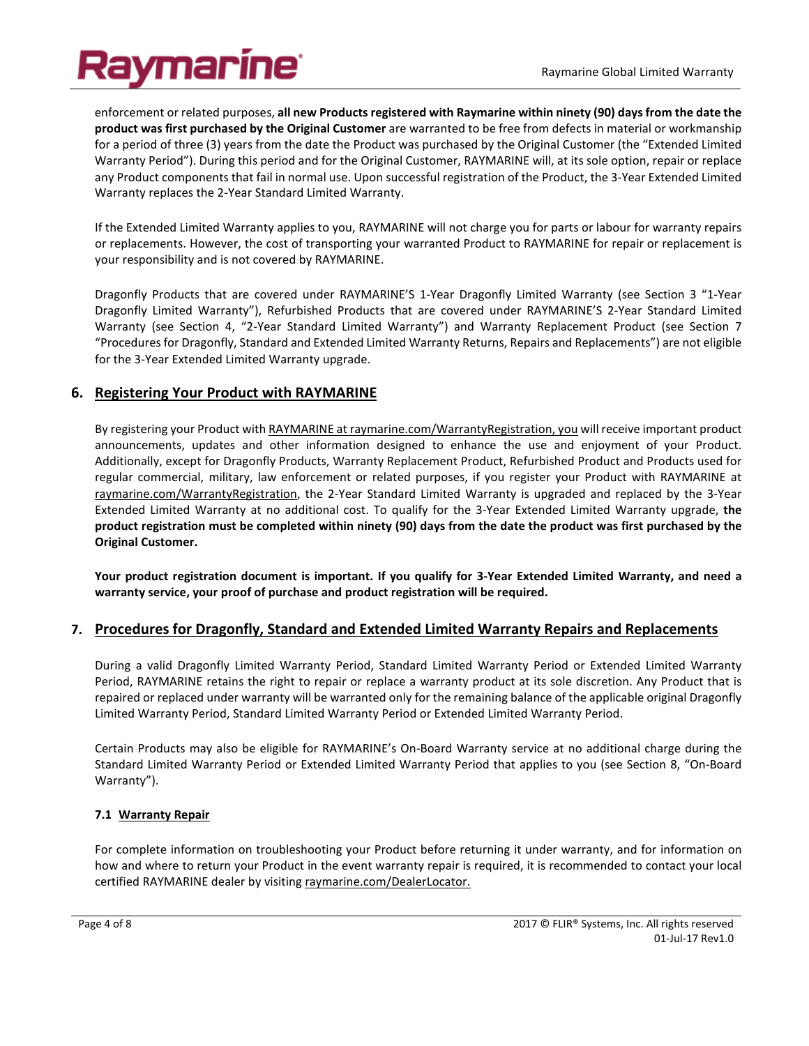enforcement or related purposes, **all new Products registered with Raymarine within ninety (90) days from the date the product was first purchased by the Original Customer** are warranted to be free from defects in material or workmanship for a period of three (3) years from the date the Product was purchased by the Original Customer (the "Extended Limited Warranty Period"). During this period and for the Original Customer, RAYMARINE will, at its sole option, repair or replace any Product components that fail in normal use. Upon successful registration of the Product, the 3-Year Extended Limited Warranty replaces the 2-Year Standard Limited Warranty.

If the Extended Limited Warranty applies to you, RAYMARINE will not charge you for parts or labour for warranty repairs or replacements. However, the cost of transporting your warranted Product to RAYMARINE for repair or replacement is your responsibility and is not covered by RAYMARINE.

Dragonfly Products that are covered under RAYMARINE'S 1-Year Dragonfly Limited Warranty (see Section 3 "1-Year Dragonfly Limited Warranty"), Refurbished Products that are covered under RAYMARINE'S 2-Year Standard Limited Warranty (see Section 4, "2-Year Standard Limited Warranty") and Warranty Replacement Product (see Section 7 "Procedures for Dragonfly, Standard and Extended Limited Warranty Returns, Repairs and Replacements") are not eligible for the 3-Year Extended Limited Warranty upgrade.

## 6. Registering Your Product with RAYMARINE

By registering your Product with RAYMARINE at raymarine.com/WarrantyRegistration, you will receive important product announcements, updates and other information designed to enhance the use and enjoyment of your Product. Additionally, except for Dragonfly Products, Warranty Replacement Product, Refurbished Product and Products used for regular commercial, military, law enforcement or related purposes, if you register your Product with RAYMARINE at raymarine.com/WarrantyRegistration, the 2-Year Standard Limited Warranty is upgraded and replaced by the 3-Year Extended Limited Warranty at no additional cost. To qualify for the 3-Year Extended Limited Warranty upgrade, **the product registration must be completed within ninety (90) days from the date the product was first purchased by the Original Customer.**

**Your product registration document is important. If you qualify for 3-Year Extended Limited Warranty, and need a warranty service, your proof of purchase and product registration will be required.**

## 7. Procedures for Dragonfly, Standard and Extended Limited Warranty Repairs and Replacements

During a valid Dragonfly Limited Warranty Period, Standard Limited Warranty Period or Extended Limited Warranty Period, RAYMARINE retains the right to repair or replace a warranty product at its sole discretion. Any Product that is repaired or replaced under warranty will be warranted only for the remaining balance of the applicable original Dragonfly Limited Warranty Period, Standard Limited Warranty Period or Extended Limited Warranty Period.

Certain Products may also be eligible for RAYMARINE's On-Board Warranty service at no additional charge during the Standard Limited Warranty Period or Extended Limited Warranty Period that applies to you (see Section 8, "On-Board Warranty").

### 7.1 Warranty Repair

For complete information on troubleshooting your Product before returning it under warranty, and for information on how and where to return your Product in the event warranty repair is required, it is recommended to contact your local certified RAYMARINE dealer by visiting raymarine.com/DealerLocator.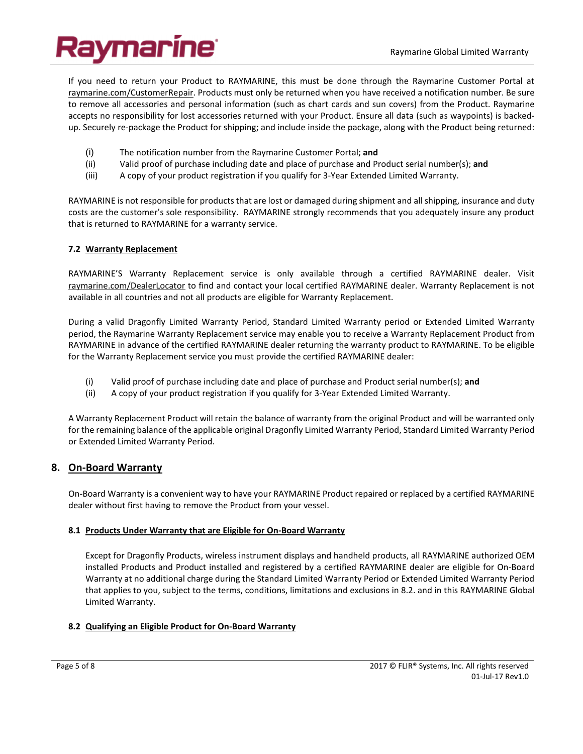If you need to return your Product to RAYMARINE, this must be done through the Raymarine Customer Portal at raymarine.com/CustomerRepair. Products must only be returned when you have received a notification number. Be sure to remove all accessories and personal information (such as chart cards and sun covers) from the Product. Raymarine accepts no responsibility for lost accessories returned with your Product. Ensure all data (such as waypoints) is backed-up. Securely re-package the Product for shipping; and include inside the package, along with the Product being returned:

(i) The notification number from the Raymarine Customer Portal; **and**
(ii) Valid proof of purchase including date and place of purchase and Product serial number(s); **and**
(iii) A copy of your product registration if you qualify for 3-Year Extended Limited Warranty.

RAYMARINE is not responsible for products that are lost or damaged during shipment and all shipping, insurance and duty costs are the customer's sole responsibility. RAYMARINE strongly recommends that you adequately insure any product that is returned to RAYMARINE for a warranty service.

### 7.2 Warranty Replacement

RAYMARINE'S Warranty Replacement service is only available through a certified RAYMARINE dealer. Visit raymarine.com/DealerLocator to find and contact your local certified RAYMARINE dealer. Warranty Replacement is not available in all countries and not all products are eligible for Warranty Replacement.

During a valid Dragonfly Limited Warranty Period, Standard Limited Warranty period or Extended Limited Warranty period, the Raymarine Warranty Replacement service may enable you to receive a Warranty Replacement Product from RAYMARINE in advance of the certified RAYMARINE dealer returning the warranty product to RAYMARINE. To be eligible for the Warranty Replacement service you must provide the certified RAYMARINE dealer:

(i) Valid proof of purchase including date and place of purchase and Product serial number(s); **and**
(ii) A copy of your product registration if you qualify for 3-Year Extended Limited Warranty.

A Warranty Replacement Product will retain the balance of warranty from the original Product and will be warranted only for the remaining balance of the applicable original Dragonfly Limited Warranty Period, Standard Limited Warranty Period or Extended Limited Warranty Period.

## 8. On-Board Warranty

On-Board Warranty is a convenient way to have your RAYMARINE Product repaired or replaced by a certified RAYMARINE dealer without first having to remove the Product from your vessel.

### 8.1 Products Under Warranty that are Eligible for On-Board Warranty

Except for Dragonfly Products, wireless instrument displays and handheld products, all RAYMARINE authorized OEM installed Products and Product installed and registered by a certified RAYMARINE dealer are eligible for On-Board Warranty at no additional charge during the Standard Limited Warranty Period or Extended Limited Warranty Period that applies to you, subject to the terms, conditions, limitations and exclusions in 8.2. and in this RAYMARINE Global Limited Warranty.

### 8.2 Qualifying an Eligible Product for On-Board Warranty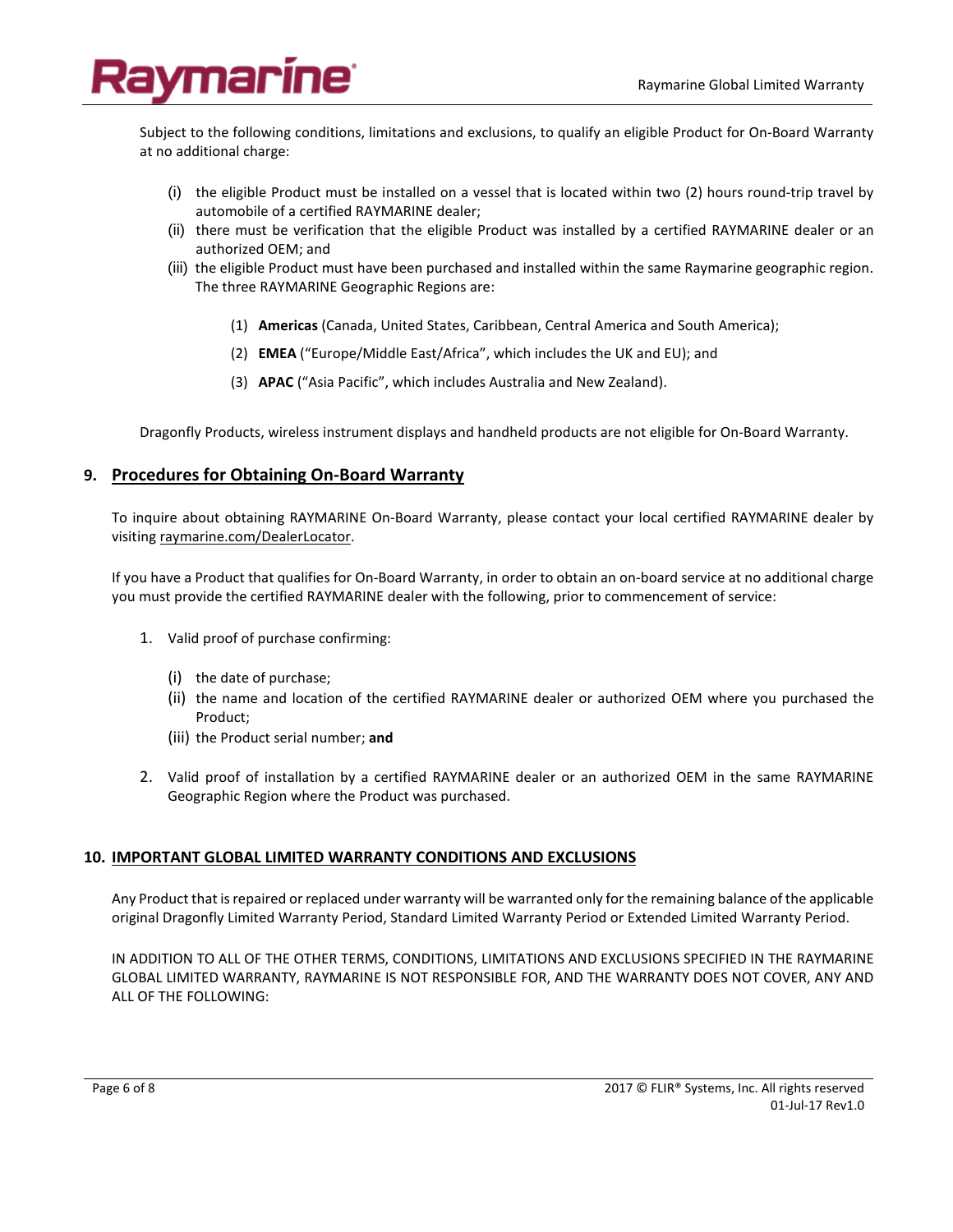Subject to the following conditions, limitations and exclusions, to qualify an eligible Product for On-Board Warranty at no additional charge:

- (i) the eligible Product must be installed on a vessel that is located within two (2) hours round-trip travel by automobile of a certified RAYMARINE dealer;
- (ii) there must be verification that the eligible Product was installed by a certified RAYMARINE dealer or an authorized OEM; and
- (iii) the eligible Product must have been purchased and installed within the same Raymarine geographic region. The three RAYMARINE Geographic Regions are:
  - (1) **Americas** (Canada, United States, Caribbean, Central America and South America);
  - (2) **EMEA** ("Europe/Middle East/Africa", which includes the UK and EU); and
  - (3) **APAC** ("Asia Pacific", which includes Australia and New Zealand).

Dragonfly Products, wireless instrument displays and handheld products are not eligible for On-Board Warranty.

## 9. Procedures for Obtaining On-Board Warranty

To inquire about obtaining RAYMARINE On-Board Warranty, please contact your local certified RAYMARINE dealer by visiting raymarine.com/DealerLocator.

If you have a Product that qualifies for On-Board Warranty, in order to obtain an on-board service at no additional charge you must provide the certified RAYMARINE dealer with the following, prior to commencement of service:

1. Valid proof of purchase confirming:
   - (i) the date of purchase;
   - (ii) the name and location of the certified RAYMARINE dealer or authorized OEM where you purchased the Product;
   - (iii) the Product serial number; **and**
2. Valid proof of installation by a certified RAYMARINE dealer or an authorized OEM in the same RAYMARINE Geographic Region where the Product was purchased.

## 10. IMPORTANT GLOBAL LIMITED WARRANTY CONDITIONS AND EXCLUSIONS

Any Product that is repaired or replaced under warranty will be warranted only for the remaining balance of the applicable original Dragonfly Limited Warranty Period, Standard Limited Warranty Period or Extended Limited Warranty Period.

IN ADDITION TO ALL OF THE OTHER TERMS, CONDITIONS, LIMITATIONS AND EXCLUSIONS SPECIFIED IN THE RAYMARINE GLOBAL LIMITED WARRANTY, RAYMARINE IS NOT RESPONSIBLE FOR, AND THE WARRANTY DOES NOT COVER, ANY AND ALL OF THE FOLLOWING: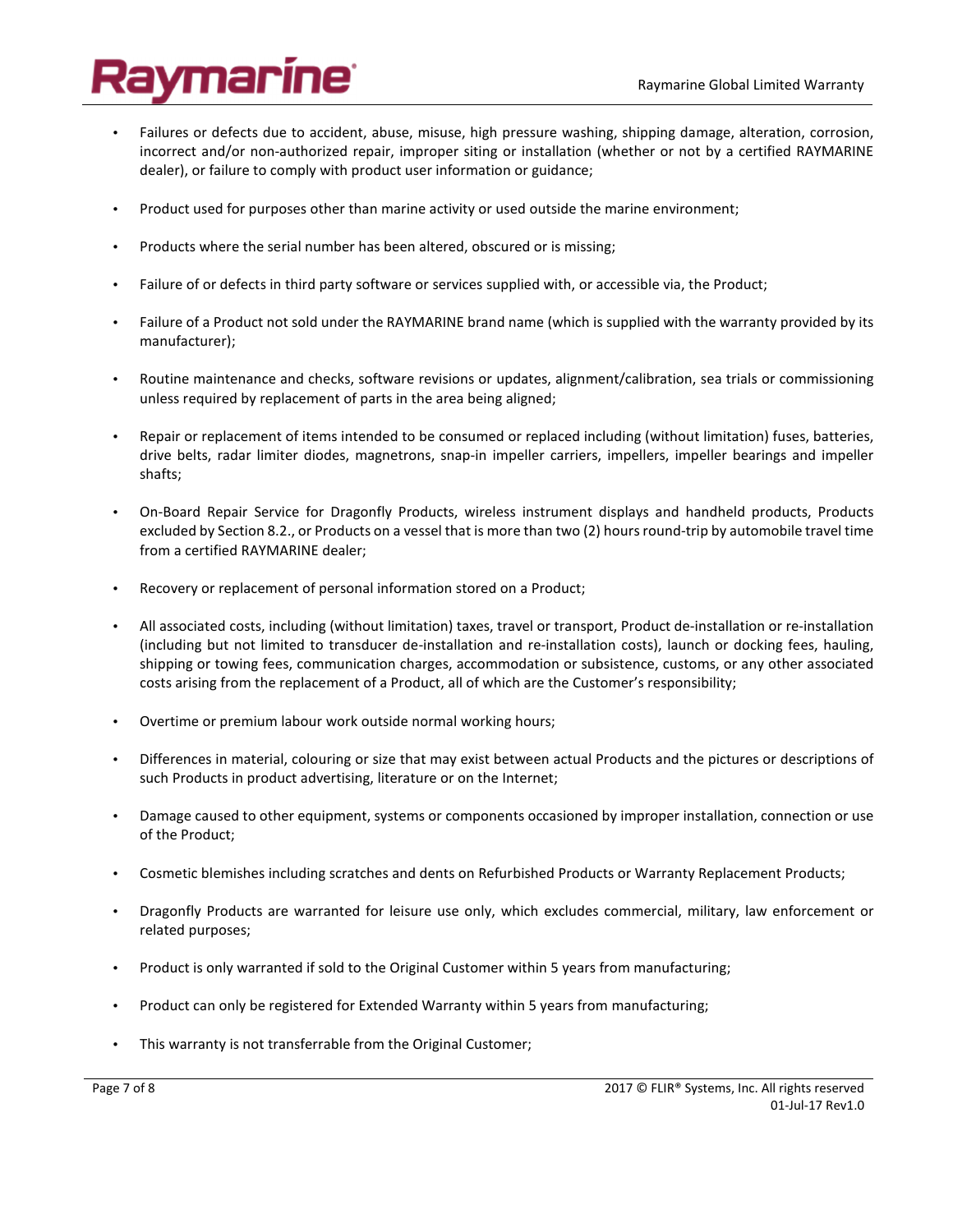- Failures or defects due to accident, abuse, misuse, high pressure washing, shipping damage, alteration, corrosion, incorrect and/or non-authorized repair, improper siting or installation (whether or not by a certified RAYMARINE dealer), or failure to comply with product user information or guidance;

- Product used for purposes other than marine activity or used outside the marine environment;

- Products where the serial number has been altered, obscured or is missing;

- Failure of or defects in third party software or services supplied with, or accessible via, the Product;

- Failure of a Product not sold under the RAYMARINE brand name (which is supplied with the warranty provided by its manufacturer);

- Routine maintenance and checks, software revisions or updates, alignment/calibration, sea trials or commissioning unless required by replacement of parts in the area being aligned;

- Repair or replacement of items intended to be consumed or replaced including (without limitation) fuses, batteries, drive belts, radar limiter diodes, magnetrons, snap-in impeller carriers, impellers, impeller bearings and impeller shafts;

- On-Board Repair Service for Dragonfly Products, wireless instrument displays and handheld products, Products excluded by Section 8.2., or Products on a vessel that is more than two (2) hours round-trip by automobile travel time from a certified RAYMARINE dealer;

- Recovery or replacement of personal information stored on a Product;

- All associated costs, including (without limitation) taxes, travel or transport, Product de-installation or re-installation (including but not limited to transducer de-installation and re-installation costs), launch or docking fees, hauling, shipping or towing fees, communication charges, accommodation or subsistence, customs, or any other associated costs arising from the replacement of a Product, all of which are the Customer's responsibility;

- Overtime or premium labour work outside normal working hours;

- Differences in material, colouring or size that may exist between actual Products and the pictures or descriptions of such Products in product advertising, literature or on the Internet;

- Damage caused to other equipment, systems or components occasioned by improper installation, connection or use of the Product;

- Cosmetic blemishes including scratches and dents on Refurbished Products or Warranty Replacement Products;

- Dragonfly Products are warranted for leisure use only, which excludes commercial, military, law enforcement or related purposes;

- Product is only warranted if sold to the Original Customer within 5 years from manufacturing;

- Product can only be registered for Extended Warranty within 5 years from manufacturing;

- This warranty is not transferrable from the Original Customer;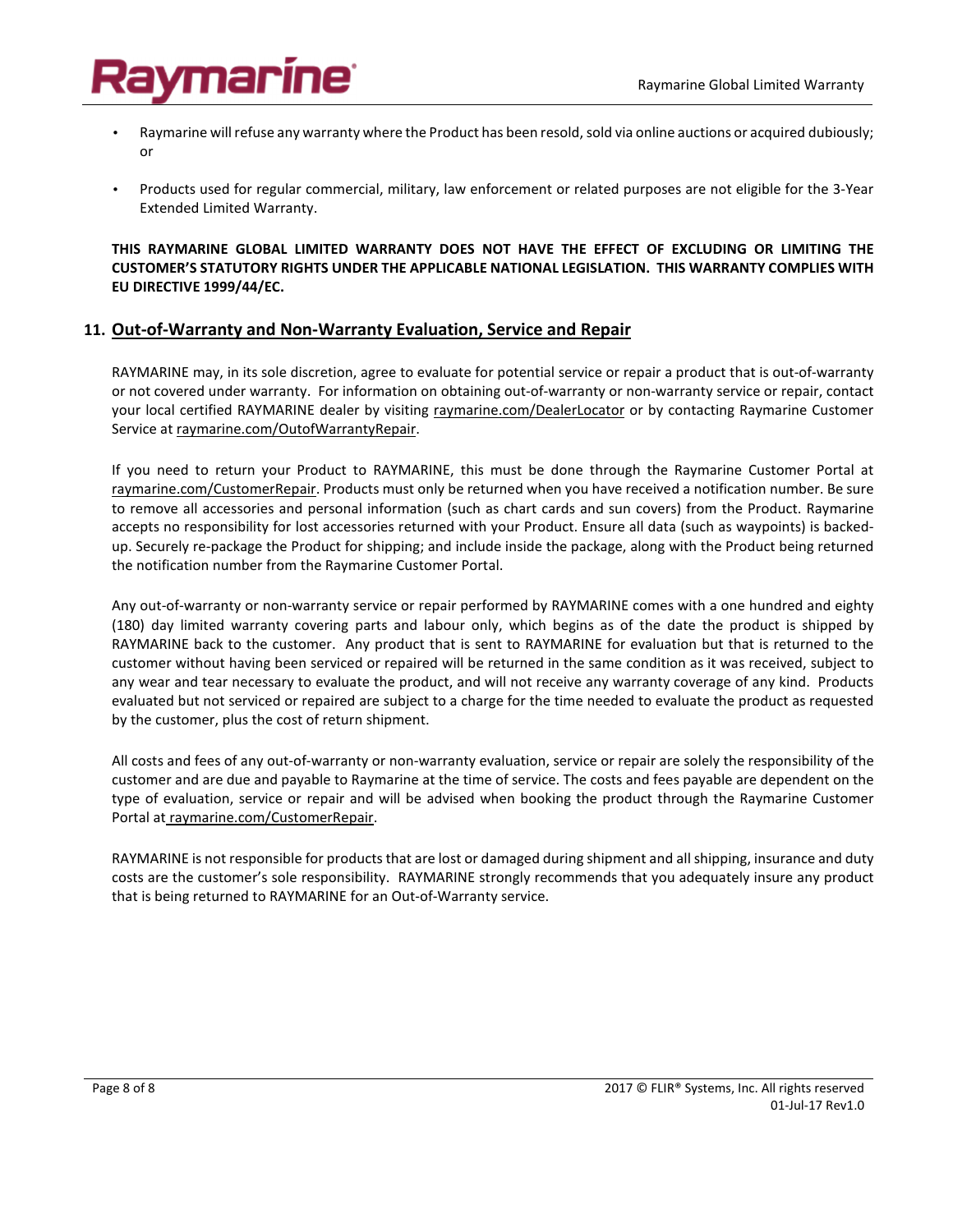- Raymarine will refuse any warranty where the Product has been resold, sold via online auctions or acquired dubiously; or

- Products used for regular commercial, military, law enforcement or related purposes are not eligible for the 3-Year Extended Limited Warranty.

**THIS RAYMARINE GLOBAL LIMITED WARRANTY DOES NOT HAVE THE EFFECT OF EXCLUDING OR LIMITING THE CUSTOMER'S STATUTORY RIGHTS UNDER THE APPLICABLE NATIONAL LEGISLATION. THIS WARRANTY COMPLIES WITH EU DIRECTIVE 1999/44/EC.**

## 11. Out-of-Warranty and Non-Warranty Evaluation, Service and Repair

RAYMARINE may, in its sole discretion, agree to evaluate for potential service or repair a product that is out-of-warranty or not covered under warranty. For information on obtaining out-of-warranty or non-warranty service or repair, contact your local certified RAYMARINE dealer by visiting raymarine.com/DealerLocator or by contacting Raymarine Customer Service at raymarine.com/OutofWarrantyRepair.

If you need to return your Product to RAYMARINE, this must be done through the Raymarine Customer Portal at raymarine.com/CustomerRepair. Products must only be returned when you have received a notification number. Be sure to remove all accessories and personal information (such as chart cards and sun covers) from the Product. Raymarine accepts no responsibility for lost accessories returned with your Product. Ensure all data (such as waypoints) is backed-up. Securely re-package the Product for shipping; and include inside the package, along with the Product being returned the notification number from the Raymarine Customer Portal.

Any out-of-warranty or non-warranty service or repair performed by RAYMARINE comes with a one hundred and eighty (180) day limited warranty covering parts and labour only, which begins as of the date the product is shipped by RAYMARINE back to the customer. Any product that is sent to RAYMARINE for evaluation but that is returned to the customer without having been serviced or repaired will be returned in the same condition as it was received, subject to any wear and tear necessary to evaluate the product, and will not receive any warranty coverage of any kind. Products evaluated but not serviced or repaired are subject to a charge for the time needed to evaluate the product as requested by the customer, plus the cost of return shipment.

All costs and fees of any out-of-warranty or non-warranty evaluation, service or repair are solely the responsibility of the customer and are due and payable to Raymarine at the time of service. The costs and fees payable are dependent on the type of evaluation, service or repair and will be advised when booking the product through the Raymarine Customer Portal at raymarine.com/CustomerRepair.

RAYMARINE is not responsible for products that are lost or damaged during shipment and all shipping, insurance and duty costs are the customer's sole responsibility. RAYMARINE strongly recommends that you adequately insure any product that is being returned to RAYMARINE for an Out-of-Warranty service.